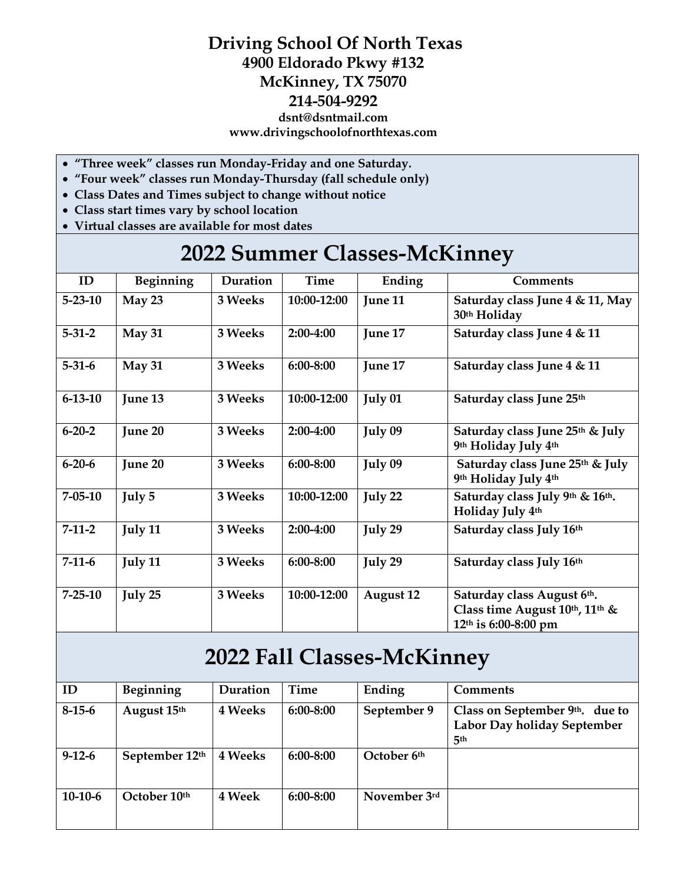# Driving School Of North Texas

**4900 Eldorado Pkwy #132**
**McKinney, TX 75070**
**214-504-9292**
**dsnt@dsntmail.com**
**www.drivingschoolofnorthtexas.com**

- **"Three week" classes run Monday-Friday and one Saturday.**
- **"Four week" classes run Monday-Thursday (fall schedule only)**
- **Class Dates and Times subject to change without notice**
- **Class start times vary by school location**
- **Virtual classes are available for most dates**

## 2022 Summer Classes-McKinney

| ID | Beginning | Duration | Time | Ending | Comments |
|---|---|---|---|---|---|
| 5-23-10 | May 23 | 3 Weeks | 10:00-12:00 | June 11 | Saturday class June 4 & 11, May 30th Holiday |
| 5-31-2 | May 31 | 3 Weeks | 2:00-4:00 | June 17 | Saturday class June 4 & 11 |
| 5-31-6 | May 31 | 3 Weeks | 6:00-8:00 | June 17 | Saturday class June 4 & 11 |
| 6-13-10 | June 13 | 3 Weeks | 10:00-12:00 | July 01 | Saturday class June 25th |
| 6-20-2 | June 20 | 3 Weeks | 2:00-4:00 | July 09 | Saturday class June 25th & July 9th Holiday July 4th |
| 6-20-6 | June 20 | 3 Weeks | 6:00-8:00 | July 09 | Saturday class June 25th & July 9th Holiday July 4th |
| 7-05-10 | July 5 | 3 Weeks | 10:00-12:00 | July 22 | Saturday class July 9th & 16th. Holiday July 4th |
| 7-11-2 | July 11 | 3 Weeks | 2:00-4:00 | July 29 | Saturday class July 16th |
| 7-11-6 | July 11 | 3 Weeks | 6:00-8:00 | July 29 | Saturday class July 16th |
| 7-25-10 | July 25 | 3 Weeks | 10:00-12:00 | August 12 | Saturday class August 6th. Class time August 10th, 11th & 12th is 6:00-8:00 pm |

## 2022 Fall Classes-McKinney

| ID | Beginning | Duration | Time | Ending | Comments |
|---|---|---|---|---|---|
| 8-15-6 | August 15th | 4 Weeks | 6:00-8:00 | September 9 | Class on September 9th. due to Labor Day holiday September 5th |
| 9-12-6 | September 12th | 4 Weeks | 6:00-8:00 | October 6th | |
| 10-10-6 | October 10th | 4 Week | 6:00-8:00 | November 3rd | |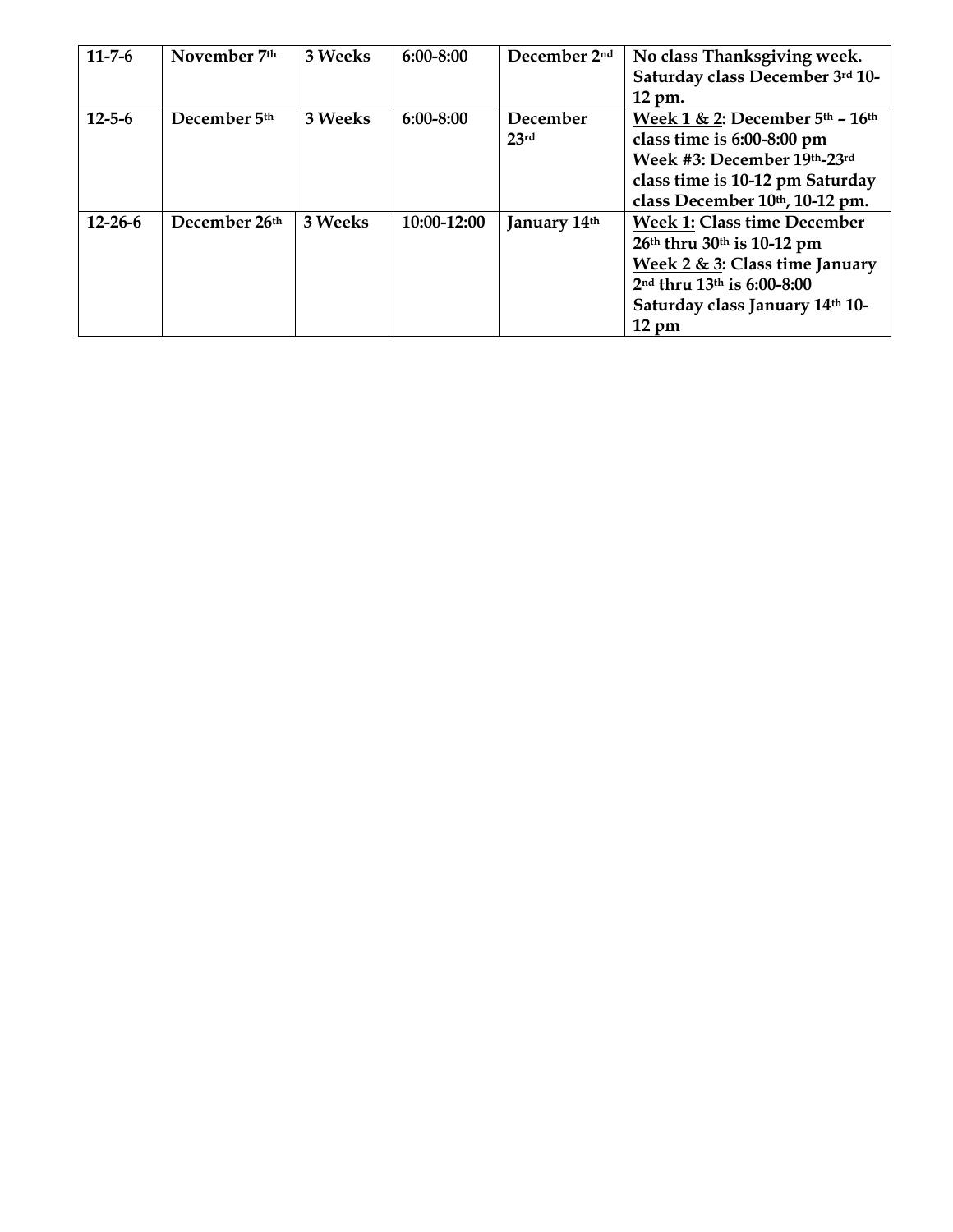| | | | | | |
|---|---|---|---|---|---|
| **11-7-6** | **November 7th** | **3 Weeks** | **6:00-8:00** | **December 2nd** | **No class Thanksgiving week. Saturday class December 3rd 10-12 pm.** |
| **12-5-6** | **December 5th** | **3 Weeks** | **6:00-8:00** | **December 23rd** | **Week 1 & 2: December 5th – 16th class time is 6:00-8:00 pm Week #3: December 19th-23rd class time is 10-12 pm Saturday class December 10th, 10-12 pm.** |
| **12-26-6** | **December 26th** | **3 Weeks** | **10:00-12:00** | **January 14th** | **Week 1: Class time December 26th thru 30th is 10-12 pm Week 2 & 3: Class time January 2nd thru 13th is 6:00-8:00 Saturday class January 14th 10-12 pm** |